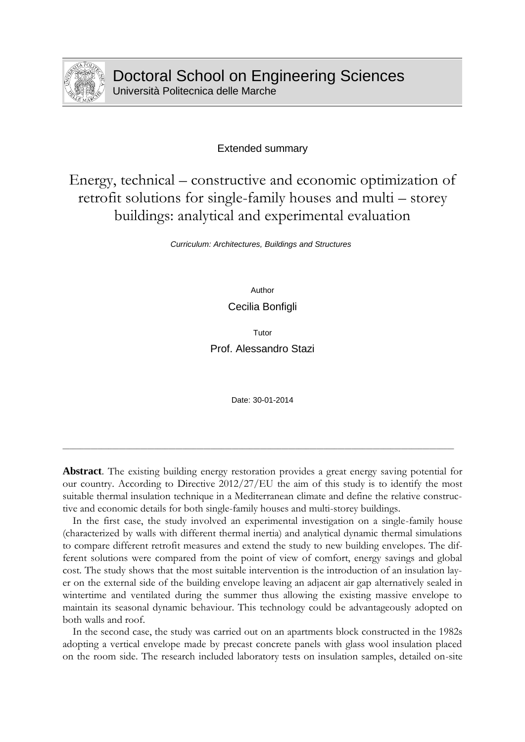# Doctoral School on Engineering Sciences

Università Politecnica delle Marche

Extended summary

## Energy, technical – constructive and economic optimization of retrofit solutions for single-family houses and multi – storey buildings: analytical and experimental evaluation

*Curriculum: Architectures, Buildings and Structures*

Author

Cecilia Bonfigli

Tutor

Prof. Alessandro Stazi

Date: 30-01-2014

---

**Abstract**. The existing building energy restoration provides a great energy saving potential for our country. According to Directive 2012/27/EU the aim of this study is to identify the most suitable thermal insulation technique in a Mediterranean climate and define the relative constructive and economic details for both single-family houses and multi-storey buildings.

In the first case, the study involved an experimental investigation on a single-family house (characterized by walls with different thermal inertia) and analytical dynamic thermal simulations to compare different retrofit measures and extend the study to new building envelopes. The different solutions were compared from the point of view of comfort, energy savings and global cost. The study shows that the most suitable intervention is the introduction of an insulation layer on the external side of the building envelope leaving an adjacent air gap alternatively sealed in wintertime and ventilated during the summer thus allowing the existing massive envelope to maintain its seasonal dynamic behaviour. This technology could be advantageously adopted on both walls and roof.

In the second case, the study was carried out on an apartments block constructed in the 1982s adopting a vertical envelope made by precast concrete panels with glass wool insulation placed on the room side. The research included laboratory tests on insulation samples, detailed on-site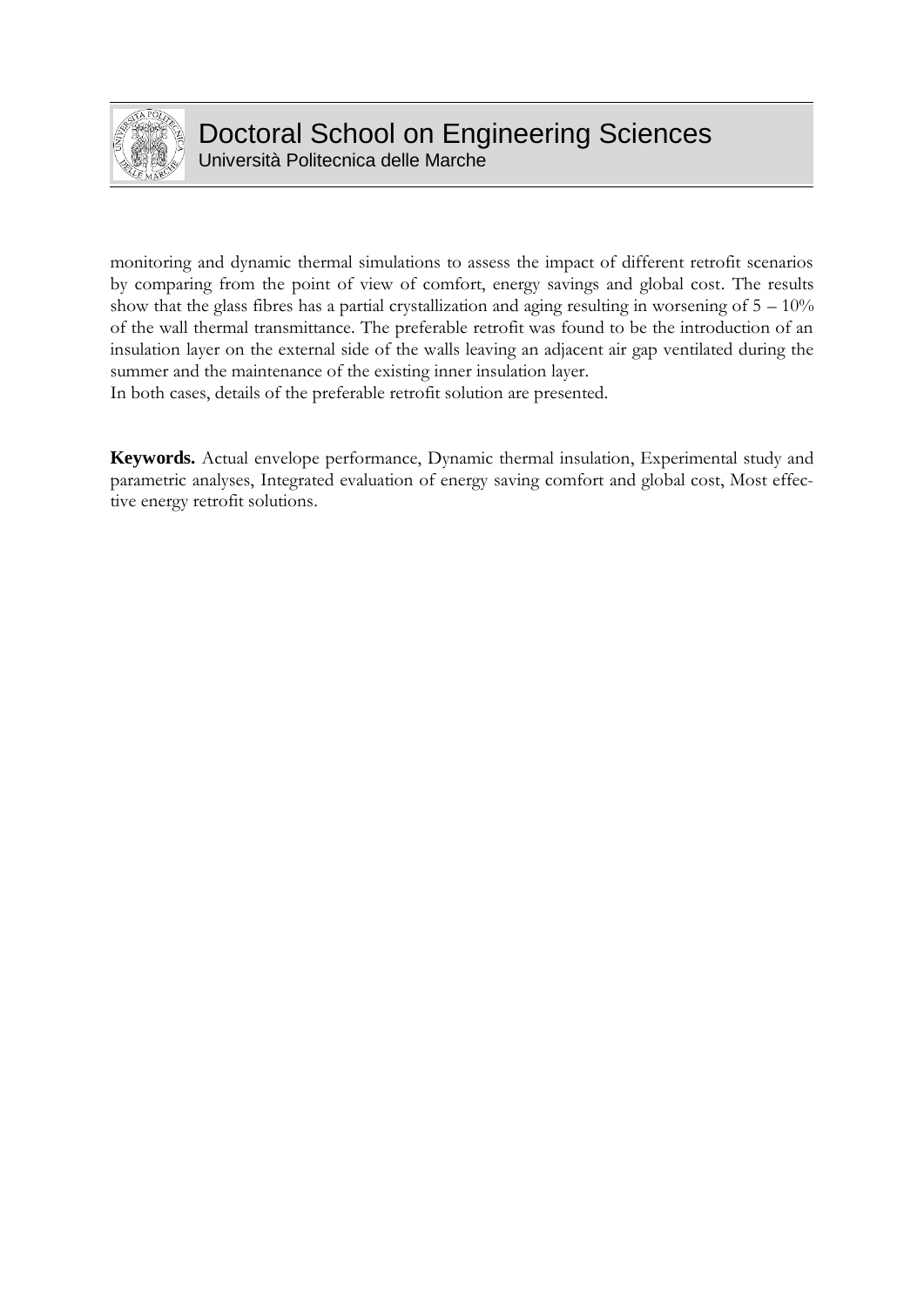monitoring and dynamic thermal simulations to assess the impact of different retrofit scenarios by comparing from the point of view of comfort, energy savings and global cost. The results show that the glass fibres has a partial crystallization and aging resulting in worsening of 5 – 10% of the wall thermal transmittance. The preferable retrofit was found to be the introduction of an insulation layer on the external side of the walls leaving an adjacent air gap ventilated during the summer and the maintenance of the existing inner insulation layer.
In both cases, details of the preferable retrofit solution are presented.

**Keywords.** Actual envelope performance, Dynamic thermal insulation, Experimental study and parametric analyses, Integrated evaluation of energy saving comfort and global cost, Most effective energy retrofit solutions.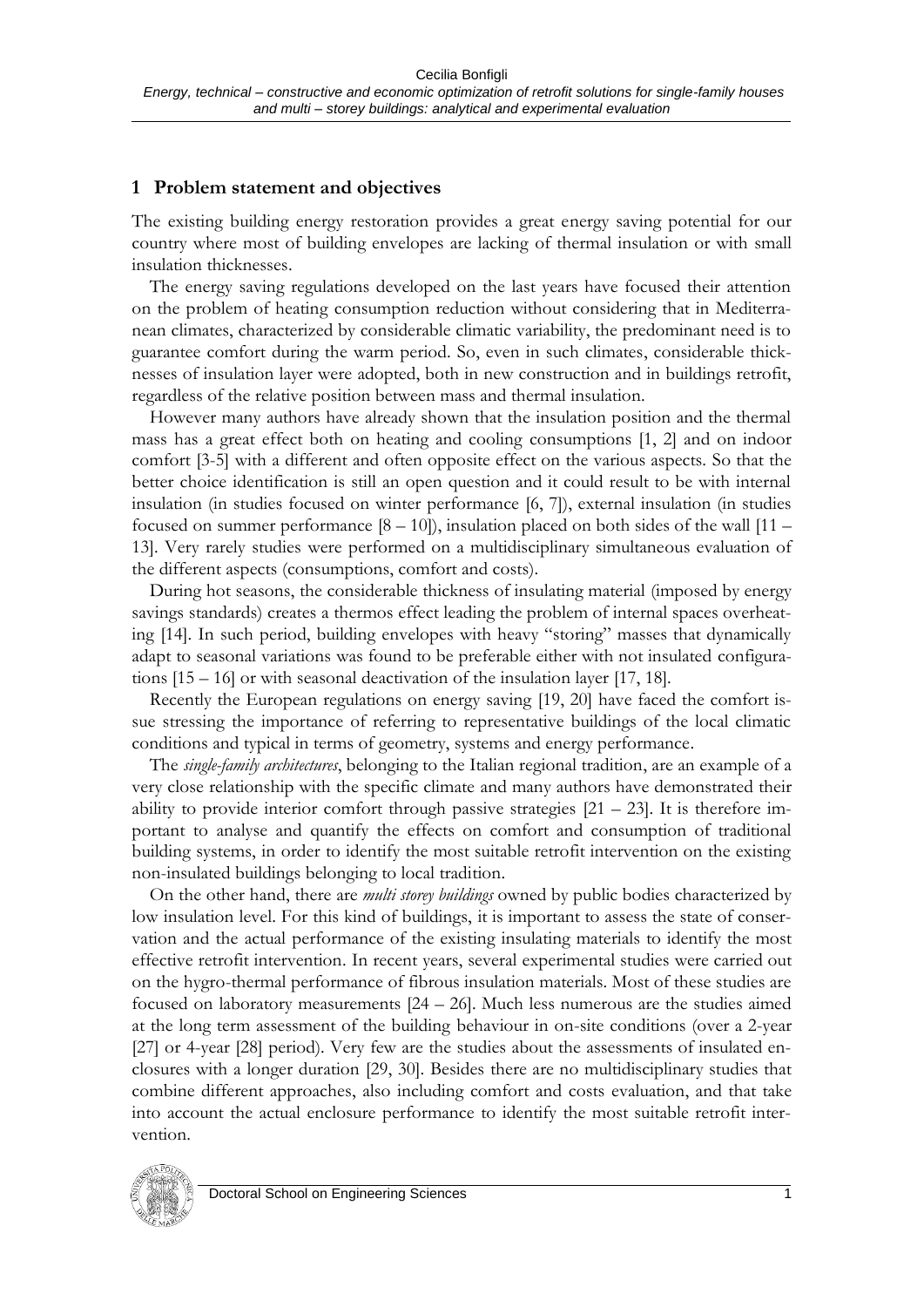## 1 Problem statement and objectives

The existing building energy restoration provides a great energy saving potential for our country where most of building envelopes are lacking of thermal insulation or with small insulation thicknesses.

The energy saving regulations developed on the last years have focused their attention on the problem of heating consumption reduction without considering that in Mediterranean climates, characterized by considerable climatic variability, the predominant need is to guarantee comfort during the warm period. So, even in such climates, considerable thicknesses of insulation layer were adopted, both in new construction and in buildings retrofit, regardless of the relative position between mass and thermal insulation.

However many authors have already shown that the insulation position and the thermal mass has a great effect both on heating and cooling consumptions [1, 2] and on indoor comfort [3-5] with a different and often opposite effect on the various aspects. So that the better choice identification is still an open question and it could result to be with internal insulation (in studies focused on winter performance [6, 7]), external insulation (in studies focused on summer performance [8 – 10]), insulation placed on both sides of the wall [11 – 13]. Very rarely studies were performed on a multidisciplinary simultaneous evaluation of the different aspects (consumptions, comfort and costs).

During hot seasons, the considerable thickness of insulating material (imposed by energy savings standards) creates a thermos effect leading the problem of internal spaces overheating [14]. In such period, building envelopes with heavy "storing" masses that dynamically adapt to seasonal variations was found to be preferable either with not insulated configurations [15 – 16] or with seasonal deactivation of the insulation layer [17, 18].

Recently the European regulations on energy saving [19, 20] have faced the comfort issue stressing the importance of referring to representative buildings of the local climatic conditions and typical in terms of geometry, systems and energy performance.

The *single-family architectures*, belonging to the Italian regional tradition, are an example of a very close relationship with the specific climate and many authors have demonstrated their ability to provide interior comfort through passive strategies [21 – 23]. It is therefore important to analyse and quantify the effects on comfort and consumption of traditional building systems, in order to identify the most suitable retrofit intervention on the existing non-insulated buildings belonging to local tradition.

On the other hand, there are *multi storey buildings* owned by public bodies characterized by low insulation level. For this kind of buildings, it is important to assess the state of conservation and the actual performance of the existing insulating materials to identify the most effective retrofit intervention. In recent years, several experimental studies were carried out on the hygro-thermal performance of fibrous insulation materials. Most of these studies are focused on laboratory measurements [24 – 26]. Much less numerous are the studies aimed at the long term assessment of the building behaviour in on-site conditions (over a 2-year [27] or 4-year [28] period). Very few are the studies about the assessments of insulated enclosures with a longer duration [29, 30]. Besides there are no multidisciplinary studies that combine different approaches, also including comfort and costs evaluation, and that take into account the actual enclosure performance to identify the most suitable retrofit intervention.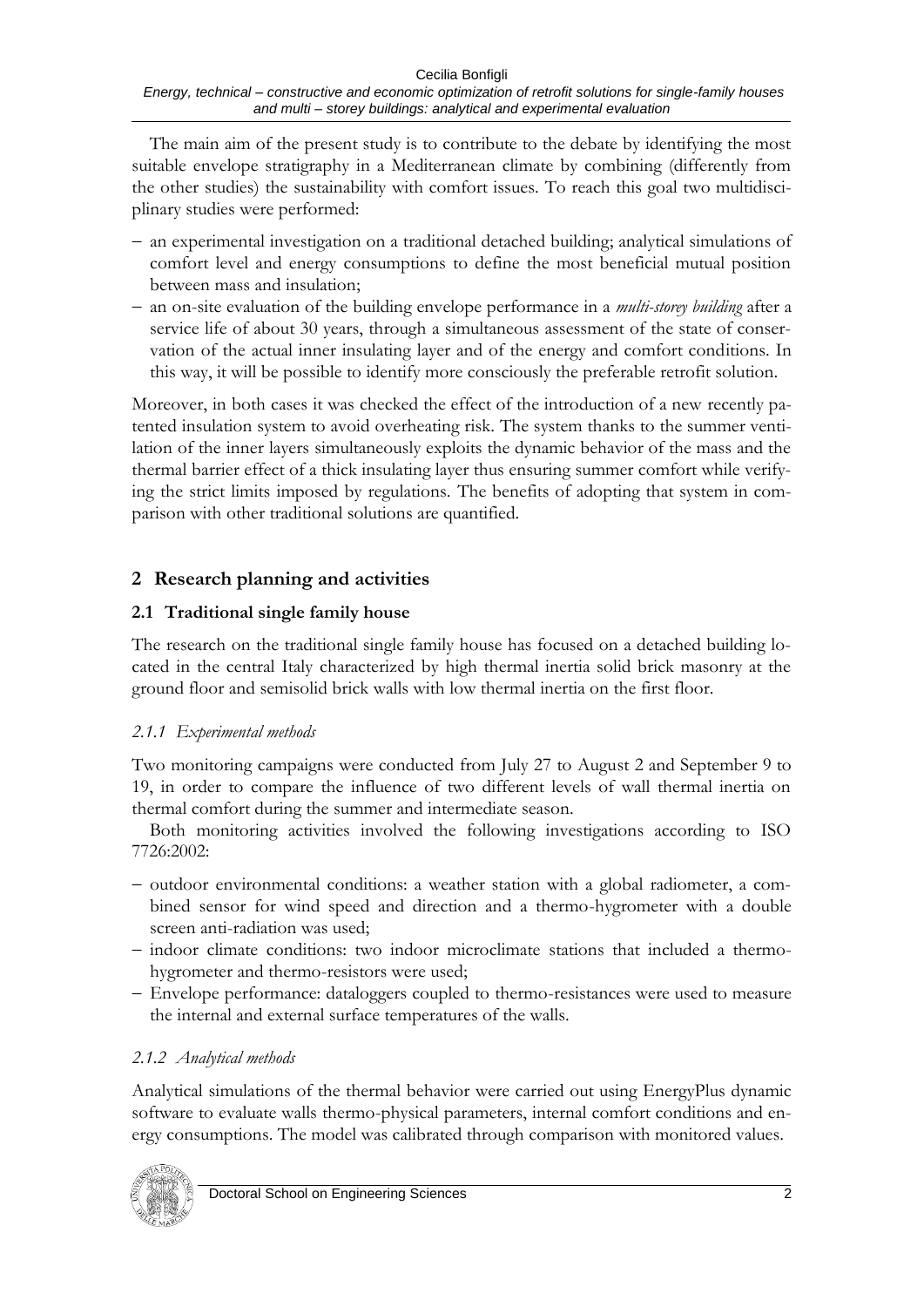The main aim of the present study is to contribute to the debate by identifying the most suitable envelope stratigraphy in a Mediterranean climate by combining (differently from the other studies) the sustainability with comfort issues. To reach this goal two multidisciplinary studies were performed:

- an experimental investigation on a traditional detached building; analytical simulations of comfort level and energy consumptions to define the most beneficial mutual position between mass and insulation;
- an on-site evaluation of the building envelope performance in a *multi-storey building* after a service life of about 30 years, through a simultaneous assessment of the state of conservation of the actual inner insulating layer and of the energy and comfort conditions. In this way, it will be possible to identify more consciously the preferable retrofit solution.

Moreover, in both cases it was checked the effect of the introduction of a new recently patented insulation system to avoid overheating risk. The system thanks to the summer ventilation of the inner layers simultaneously exploits the dynamic behavior of the mass and the thermal barrier effect of a thick insulating layer thus ensuring summer comfort while verifying the strict limits imposed by regulations. The benefits of adopting that system in comparison with other traditional solutions are quantified.

## 2 Research planning and activities

### 2.1 Traditional single family house

The research on the traditional single family house has focused on a detached building located in the central Italy characterized by high thermal inertia solid brick masonry at the ground floor and semisolid brick walls with low thermal inertia on the first floor.

#### *2.1.1 Experimental methods*

Two monitoring campaigns were conducted from July 27 to August 2 and September 9 to 19, in order to compare the influence of two different levels of wall thermal inertia on thermal comfort during the summer and intermediate season.

Both monitoring activities involved the following investigations according to ISO 7726:2002:

- outdoor environmental conditions: a weather station with a global radiometer, a combined sensor for wind speed and direction and a thermo-hygrometer with a double screen anti-radiation was used;
- indoor climate conditions: two indoor microclimate stations that included a thermo-hygrometer and thermo-resistors were used;
- Envelope performance: dataloggers coupled to thermo-resistances were used to measure the internal and external surface temperatures of the walls.

#### *2.1.2 Analytical methods*

Analytical simulations of the thermal behavior were carried out using EnergyPlus dynamic software to evaluate walls thermo-physical parameters, internal comfort conditions and energy consumptions. The model was calibrated through comparison with monitored values.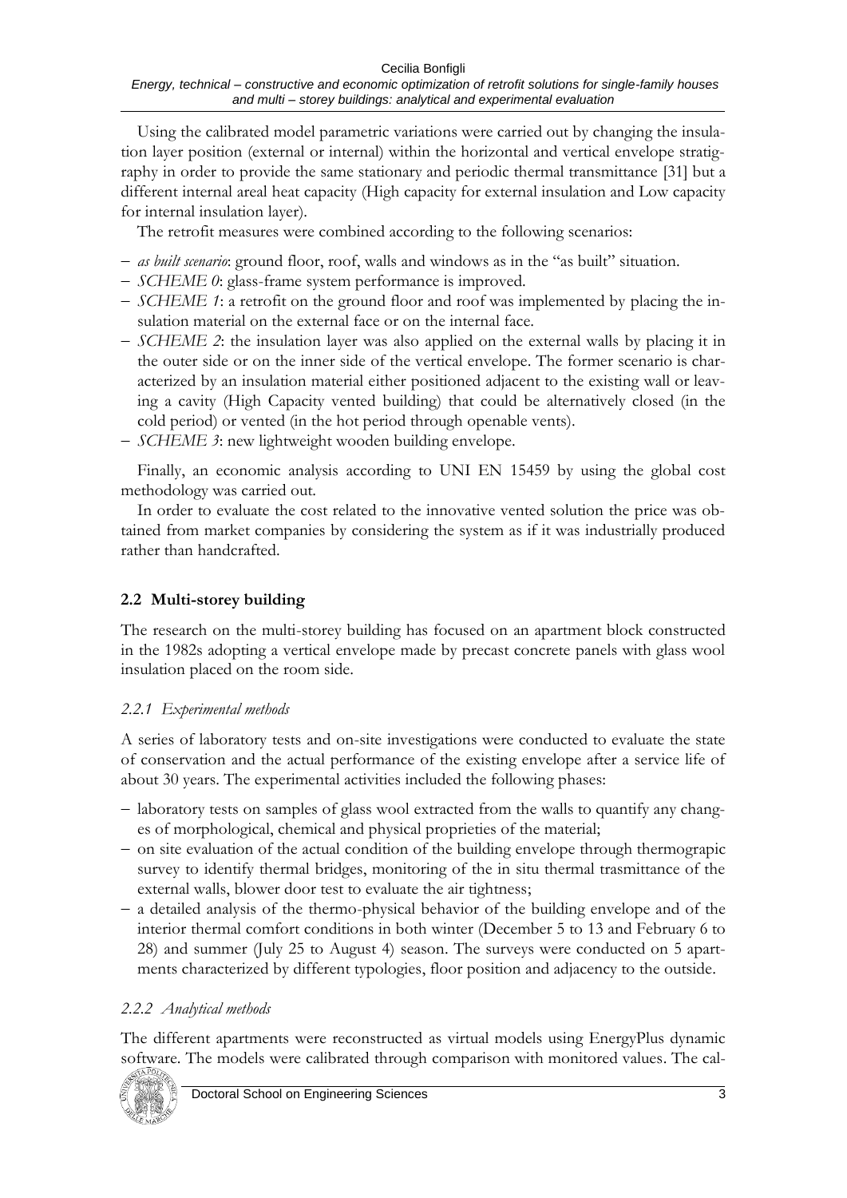Using the calibrated model parametric variations were carried out by changing the insulation layer position (external or internal) within the horizontal and vertical envelope stratigraphy in order to provide the same stationary and periodic thermal transmittance [31] but a different internal areal heat capacity (High capacity for external insulation and Low capacity for internal insulation layer).

The retrofit measures were combined according to the following scenarios:

- *as built scenario*: ground floor, roof, walls and windows as in the "as built" situation.
- *SCHEME 0*: glass-frame system performance is improved.
- *SCHEME 1*: a retrofit on the ground floor and roof was implemented by placing the insulation material on the external face or on the internal face.
- *SCHEME 2*: the insulation layer was also applied on the external walls by placing it in the outer side or on the inner side of the vertical envelope. The former scenario is characterized by an insulation material either positioned adjacent to the existing wall or leaving a cavity (High Capacity vented building) that could be alternatively closed (in the cold period) or vented (in the hot period through openable vents).
- *SCHEME 3*: new lightweight wooden building envelope.

Finally, an economic analysis according to UNI EN 15459 by using the global cost methodology was carried out.

In order to evaluate the cost related to the innovative vented solution the price was obtained from market companies by considering the system as if it was industrially produced rather than handcrafted.

## 2.2 Multi-storey building

The research on the multi-storey building has focused on an apartment block constructed in the 1982s adopting a vertical envelope made by precast concrete panels with glass wool insulation placed on the room side.

### 2.2.1 *Experimental methods*

A series of laboratory tests and on-site investigations were conducted to evaluate the state of conservation and the actual performance of the existing envelope after a service life of about 30 years. The experimental activities included the following phases:

- laboratory tests on samples of glass wool extracted from the walls to quantify any changes of morphological, chemical and physical proprieties of the material;
- on site evaluation of the actual condition of the building envelope through thermograpic survey to identify thermal bridges, monitoring of the in situ thermal trasmittance of the external walls, blower door test to evaluate the air tightness;
- a detailed analysis of the thermo-physical behavior of the building envelope and of the interior thermal comfort conditions in both winter (December 5 to 13 and February 6 to 28) and summer (July 25 to August 4) season. The surveys were conducted on 5 apartments characterized by different typologies, floor position and adjacency to the outside.

### 2.2.2 *Analytical methods*

The different apartments were reconstructed as virtual models using EnergyPlus dynamic software. The models were calibrated through comparison with monitored values. The cal-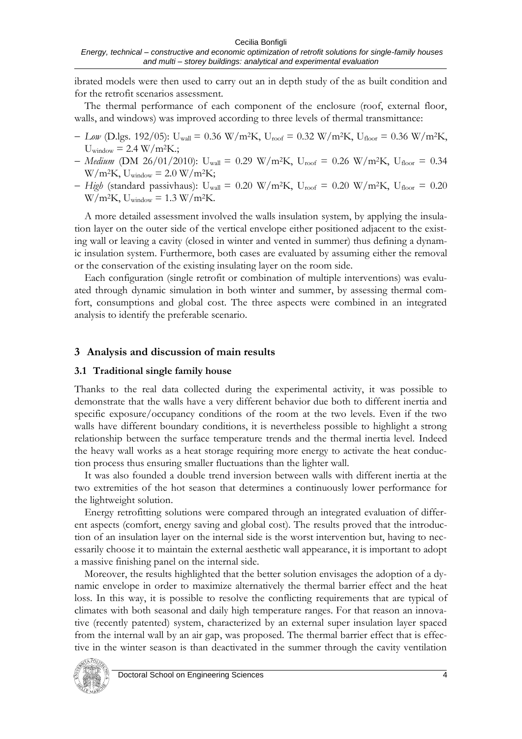ibrated models were then used to carry out an in depth study of the as built condition and for the retrofit scenarios assessment.

The thermal performance of each component of the enclosure (roof, external floor, walls, and windows) was improved according to three levels of thermal transmittance:

- *Low* (D.lgs. 192/05): $U_{wall}$ = 0.36 W/m²K, $U_{roof}$ = 0.32 W/m²K, $U_{floor}$ = 0.36 W/m²K, $U_{window}$ = 2.4 W/m²K.;
- *Medium* (DM 26/01/2010): $U_{wall}$ = 0.29 W/m²K, $U_{roof}$ = 0.26 W/m²K, $U_{floor}$ = 0.34 W/m²K, $U_{window}$ = 2.0 W/m²K;
- *High* (standard passivhaus): $U_{wall}$ = 0.20 W/m²K, $U_{roof}$ = 0.20 W/m²K, $U_{floor}$ = 0.20 W/m²K, $U_{window}$ = 1.3 W/m²K.

A more detailed assessment involved the walls insulation system, by applying the insulation layer on the outer side of the vertical envelope either positioned adjacent to the existing wall or leaving a cavity (closed in winter and vented in summer) thus defining a dynamic insulation system. Furthermore, both cases are evaluated by assuming either the removal or the conservation of the existing insulating layer on the room side.

Each configuration (single retrofit or combination of multiple interventions) was evaluated through dynamic simulation in both winter and summer, by assessing thermal comfort, consumptions and global cost. The three aspects were combined in an integrated analysis to identify the preferable scenario.

## 3 Analysis and discussion of main results

### 3.1 Traditional single family house

Thanks to the real data collected during the experimental activity, it was possible to demonstrate that the walls have a very different behavior due both to different inertia and specific exposure/occupancy conditions of the room at the two levels. Even if the two walls have different boundary conditions, it is nevertheless possible to highlight a strong relationship between the surface temperature trends and the thermal inertia level. Indeed the heavy wall works as a heat storage requiring more energy to activate the heat conduction process thus ensuring smaller fluctuations than the lighter wall.

It was also founded a double trend inversion between walls with different inertia at the two extremities of the hot season that determines a continuously lower performance for the lightweight solution.

Energy retrofitting solutions were compared through an integrated evaluation of different aspects (comfort, energy saving and global cost). The results proved that the introduction of an insulation layer on the internal side is the worst intervention but, having to necessarily choose it to maintain the external aesthetic wall appearance, it is important to adopt a massive finishing panel on the internal side.

Moreover, the results highlighted that the better solution envisages the adoption of a dynamic envelope in order to maximize alternatively the thermal barrier effect and the heat loss. In this way, it is possible to resolve the conflicting requirements that are typical of climates with both seasonal and daily high temperature ranges. For that reason an innovative (recently patented) system, characterized by an external super insulation layer spaced from the internal wall by an air gap, was proposed. The thermal barrier effect that is effective in the winter season is than deactivated in the summer through the cavity ventilation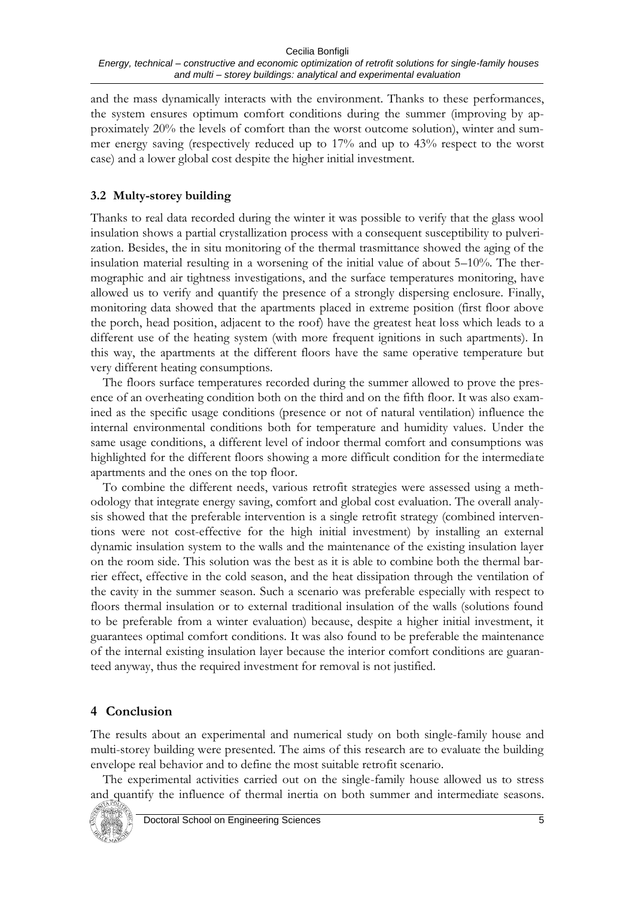and the mass dynamically interacts with the environment. Thanks to these performances, the system ensures optimum comfort conditions during the summer (improving by approximately 20% the levels of comfort than the worst outcome solution), winter and summer energy saving (respectively reduced up to 17% and up to 43% respect to the worst case) and a lower global cost despite the higher initial investment.

### 3.2 Multy-storey building

Thanks to real data recorded during the winter it was possible to verify that the glass wool insulation shows a partial crystallization process with a consequent susceptibility to pulverization. Besides, the in situ monitoring of the thermal trasmittance showed the aging of the insulation material resulting in a worsening of the initial value of about 5–10%. The thermographic and air tightness investigations, and the surface temperatures monitoring, have allowed us to verify and quantify the presence of a strongly dispersing enclosure. Finally, monitoring data showed that the apartments placed in extreme position (first floor above the porch, head position, adjacent to the roof) have the greatest heat loss which leads to a different use of the heating system (with more frequent ignitions in such apartments). In this way, the apartments at the different floors have the same operative temperature but very different heating consumptions.

The floors surface temperatures recorded during the summer allowed to prove the presence of an overheating condition both on the third and on the fifth floor. It was also examined as the specific usage conditions (presence or not of natural ventilation) influence the internal environmental conditions both for temperature and humidity values. Under the same usage conditions, a different level of indoor thermal comfort and consumptions was highlighted for the different floors showing a more difficult condition for the intermediate apartments and the ones on the top floor.

To combine the different needs, various retrofit strategies were assessed using a methodology that integrate energy saving, comfort and global cost evaluation. The overall analysis showed that the preferable intervention is a single retrofit strategy (combined interventions were not cost-effective for the high initial investment) by installing an external dynamic insulation system to the walls and the maintenance of the existing insulation layer on the room side. This solution was the best as it is able to combine both the thermal barrier effect, effective in the cold season, and the heat dissipation through the ventilation of the cavity in the summer season. Such a scenario was preferable especially with respect to floors thermal insulation or to external traditional insulation of the walls (solutions found to be preferable from a winter evaluation) because, despite a higher initial investment, it guarantees optimal comfort conditions. It was also found to be preferable the maintenance of the internal existing insulation layer because the interior comfort conditions are guaranteed anyway, thus the required investment for removal is not justified.

## 4 Conclusion

The results about an experimental and numerical study on both single-family house and multi-storey building were presented. The aims of this research are to evaluate the building envelope real behavior and to define the most suitable retrofit scenario.

The experimental activities carried out on the single-family house allowed us to stress and quantify the influence of thermal inertia on both summer and intermediate seasons.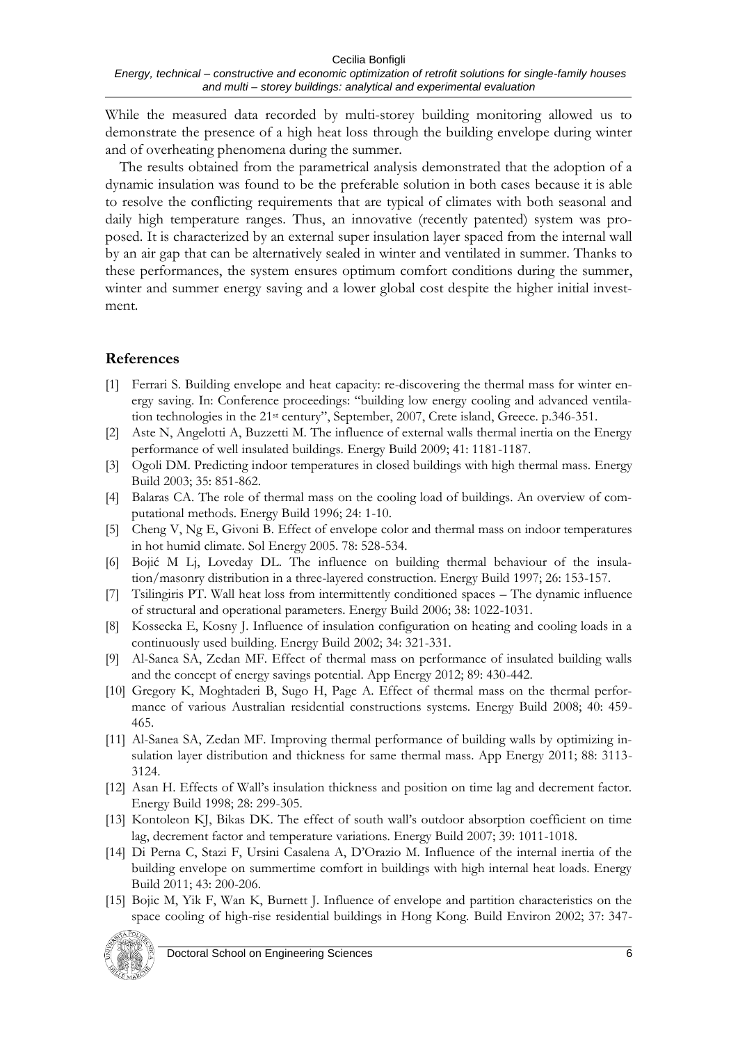While the measured data recorded by multi-storey building monitoring allowed us to demonstrate the presence of a high heat loss through the building envelope during winter and of overheating phenomena during the summer.

The results obtained from the parametrical analysis demonstrated that the adoption of a dynamic insulation was found to be the preferable solution in both cases because it is able to resolve the conflicting requirements that are typical of climates with both seasonal and daily high temperature ranges. Thus, an innovative (recently patented) system was proposed. It is characterized by an external super insulation layer spaced from the internal wall by an air gap that can be alternatively sealed in winter and ventilated in summer. Thanks to these performances, the system ensures optimum comfort conditions during the summer, winter and summer energy saving and a lower global cost despite the higher initial investment.

## References

[1] Ferrari S. Building envelope and heat capacity: re-discovering the thermal mass for winter energy saving. In: Conference proceedings: "building low energy cooling and advanced ventilation technologies in the 21st century", September, 2007, Crete island, Greece. p.346-351.

[2] Aste N, Angelotti A, Buzzetti M. The influence of external walls thermal inertia on the Energy performance of well insulated buildings. Energy Build 2009; 41: 1181-1187.

[3] Ogoli DM. Predicting indoor temperatures in closed buildings with high thermal mass. Energy Build 2003; 35: 851-862.

[4] Balaras CA. The role of thermal mass on the cooling load of buildings. An overview of computational methods. Energy Build 1996; 24: 1-10.

[5] Cheng V, Ng E, Givoni B. Effect of envelope color and thermal mass on indoor temperatures in hot humid climate. Sol Energy 2005. 78: 528-534.

[6] Bojić M Lj, Loveday DL. The influence on building thermal behaviour of the insulation/masonry distribution in a three-layered construction. Energy Build 1997; 26: 153-157.

[7] Tsilingiris PT. Wall heat loss from intermittently conditioned spaces – The dynamic influence of structural and operational parameters. Energy Build 2006; 38: 1022-1031.

[8] Kossecka E, Kosny J. Influence of insulation configuration on heating and cooling loads in a continuously used building. Energy Build 2002; 34: 321-331.

[9] Al-Sanea SA, Zedan MF. Effect of thermal mass on performance of insulated building walls and the concept of energy savings potential. App Energy 2012; 89: 430-442.

[10] Gregory K, Moghtaderi B, Sugo H, Page A. Effect of thermal mass on the thermal performance of various Australian residential constructions systems. Energy Build 2008; 40: 459-465.

[11] Al-Sanea SA, Zedan MF. Improving thermal performance of building walls by optimizing insulation layer distribution and thickness for same thermal mass. App Energy 2011; 88: 3113-3124.

[12] Asan H. Effects of Wall's insulation thickness and position on time lag and decrement factor. Energy Build 1998; 28: 299-305.

[13] Kontoleon KJ, Bikas DK. The effect of south wall's outdoor absorption coefficient on time lag, decrement factor and temperature variations. Energy Build 2007; 39: 1011-1018.

[14] Di Perna C, Stazi F, Ursini Casalena A, D'Orazio M. Influence of the internal inertia of the building envelope on summertime comfort in buildings with high internal heat loads. Energy Build 2011; 43: 200-206.

[15] Bojic M, Yik F, Wan K, Burnett J. Influence of envelope and partition characteristics on the space cooling of high-rise residential buildings in Hong Kong. Build Environ 2002; 37: 347-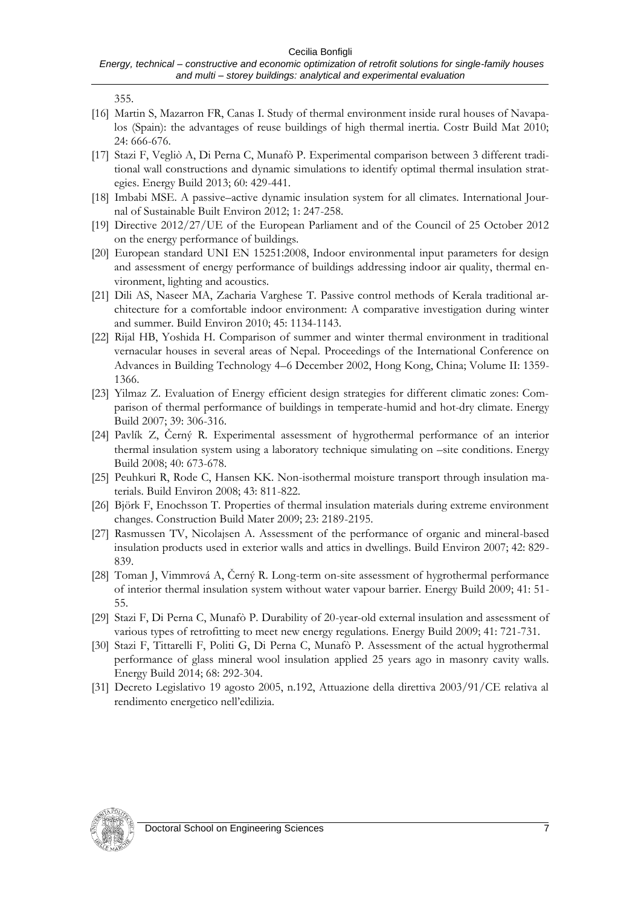355.

[16] Martin S, Mazarron FR, Canas I. Study of thermal environment inside rural houses of Navapalos (Spain): the advantages of reuse buildings of high thermal inertia. Costr Build Mat 2010; 24: 666-676.

[17] Stazi F, Vegliò A, Di Perna C, Munafò P. Experimental comparison between 3 different traditional wall constructions and dynamic simulations to identify optimal thermal insulation strategies. Energy Build 2013; 60: 429-441.

[18] Imbabi MSE. A passive–active dynamic insulation system for all climates. International Journal of Sustainable Built Environ 2012; 1: 247-258.

[19] Directive 2012/27/UE of the European Parliament and of the Council of 25 October 2012 on the energy performance of buildings.

[20] European standard UNI EN 15251:2008, Indoor environmental input parameters for design and assessment of energy performance of buildings addressing indoor air quality, thermal environment, lighting and acoustics.

[21] Dili AS, Naseer MA, Zacharia Varghese T. Passive control methods of Kerala traditional architecture for a comfortable indoor environment: A comparative investigation during winter and summer. Build Environ 2010; 45: 1134-1143.

[22] Rijal HB, Yoshida H. Comparison of summer and winter thermal environment in traditional vernacular houses in several areas of Nepal. Proceedings of the International Conference on Advances in Building Technology 4–6 December 2002, Hong Kong, China; Volume II: 1359-1366.

[23] Yilmaz Z. Evaluation of Energy efficient design strategies for different climatic zones: Comparison of thermal performance of buildings in temperate-humid and hot-dry climate. Energy Build 2007; 39: 306-316.

[24] Pavlík Z, Černý R. Experimental assessment of hygrothermal performance of an interior thermal insulation system using a laboratory technique simulating on –site conditions. Energy Build 2008; 40: 673-678.

[25] Peuhkuri R, Rode C, Hansen KK. Non-isothermal moisture transport through insulation materials. Build Environ 2008; 43: 811-822.

[26] Björk F, Enochsson T. Properties of thermal insulation materials during extreme environment changes. Construction Build Mater 2009; 23: 2189-2195.

[27] Rasmussen TV, Nicolajsen A. Assessment of the performance of organic and mineral-based insulation products used in exterior walls and attics in dwellings. Build Environ 2007; 42: 829-839.

[28] Toman J, Vimmrová A, Černý R. Long-term on-site assessment of hygrothermal performance of interior thermal insulation system without water vapour barrier. Energy Build 2009; 41: 51-55.

[29] Stazi F, Di Perna C, Munafò P. Durability of 20-year-old external insulation and assessment of various types of retrofitting to meet new energy regulations. Energy Build 2009; 41: 721-731.

[30] Stazi F, Tittarelli F, Politi G, Di Perna C, Munafò P. Assessment of the actual hygrothermal performance of glass mineral wool insulation applied 25 years ago in masonry cavity walls. Energy Build 2014; 68: 292-304.

[31] Decreto Legislativo 19 agosto 2005, n.192, Attuazione della direttiva 2003/91/CE relativa al rendimento energetico nell'edilizia.